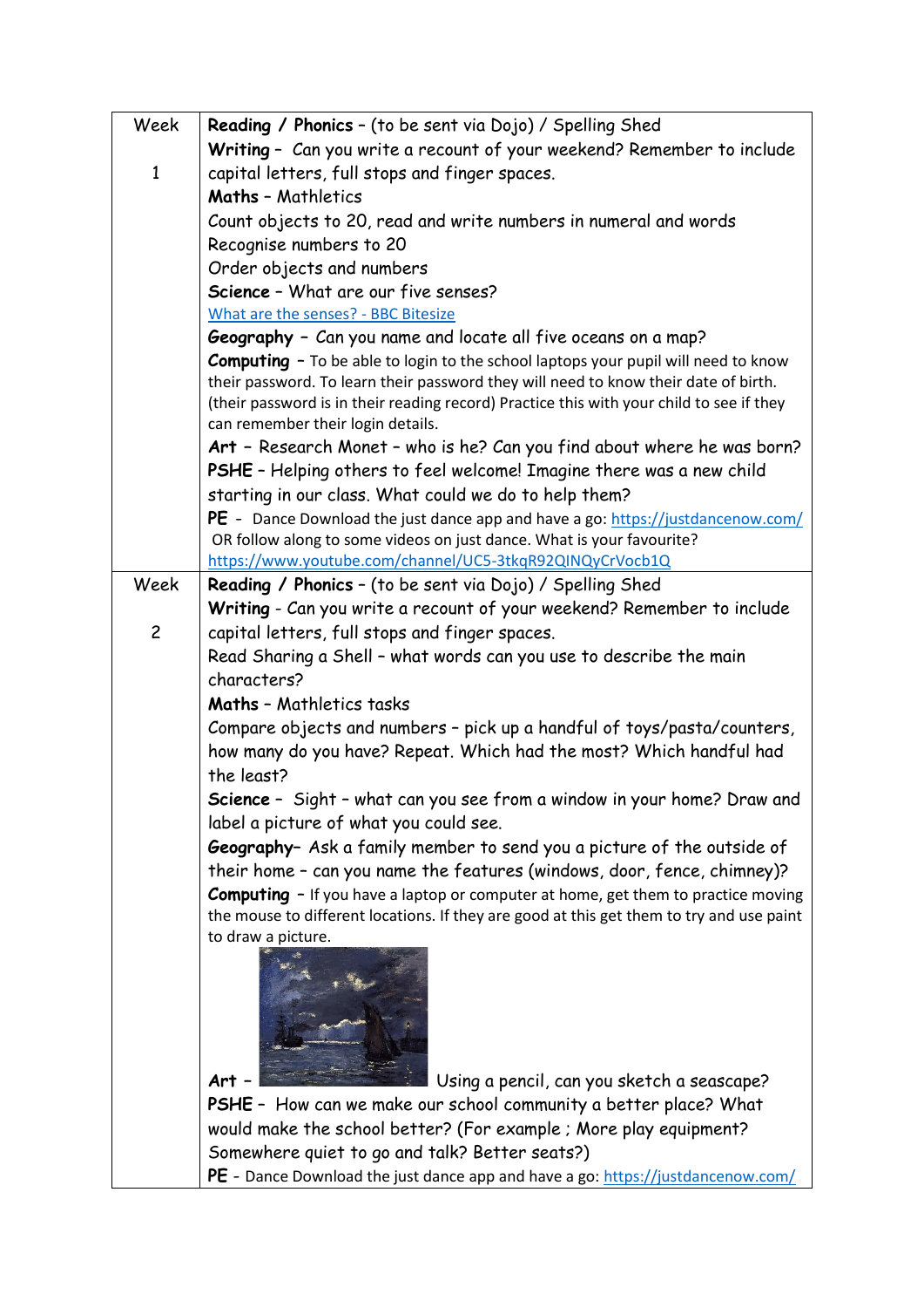| Week | |
|---|---|
| Week 1 | **Reading / Phonics** – (to be sent via Dojo) / Spelling Shed<br>**Writing** – Can you write a recount of your weekend? Remember to include capital letters, full stops and finger spaces.<br>**Maths** – Mathletics<br>Count objects to 20, read and write numbers in numeral and words<br>Recognise numbers to 20<br>Order objects and numbers<br>**Science** – What are our five senses?<br>[What are the senses? - BBC Bitesize]()<br>**Geography** – Can you name and locate all five oceans on a map?<br>**Computing** – To be able to login to the school laptops your pupil will need to know their password. To learn their password they will need to know their date of birth. (their password is in their reading record) Practice this with your child to see if they can remember their login details.<br>**Art** – Research Monet – who is he? Can you find about where he was born?<br>**PSHE** – Helping others to feel welcome! Imagine there was a new child starting in our class. What could we do to help them?<br>**PE** - Dance Download the just dance app and have a go: https://justdancenow.com/<br>OR follow along to some videos on just dance. What is your favourite?<br>https://www.youtube.com/channel/UC5-3tkqR92QINQyCrVocb1Q |
| Week 2 | **Reading / Phonics** – (to be sent via Dojo) / Spelling Shed<br>**Writing** - Can you write a recount of your weekend? Remember to include capital letters, full stops and finger spaces.<br>Read Sharing a Shell – what words can you use to describe the main characters?<br>**Maths** – Mathletics tasks<br>Compare objects and numbers – pick up a handful of toys/pasta/counters, how many do you have? Repeat. Which had the most? Which handful had the least?<br>**Science** – Sight – what can you see from a window in your home? Draw and label a picture of what you could see.<br>**Geography**– Ask a family member to send you a picture of the outside of their home – can you name the features (windows, door, fence, chimney)?<br>**Computing** – If you have a laptop or computer at home, get them to practice moving the mouse to different locations. If they are good at this get them to try and use paint to draw a picture.<br>**Art** – Using a pencil, can you sketch a seascape?<br>**PSHE** – How can we make our school community a better place? What would make the school better? (For example ; More play equipment? Somewhere quiet to go and talk? Better seats?)<br>**PE** - Dance Download the just dance app and have a go: https://justdancenow.com/ |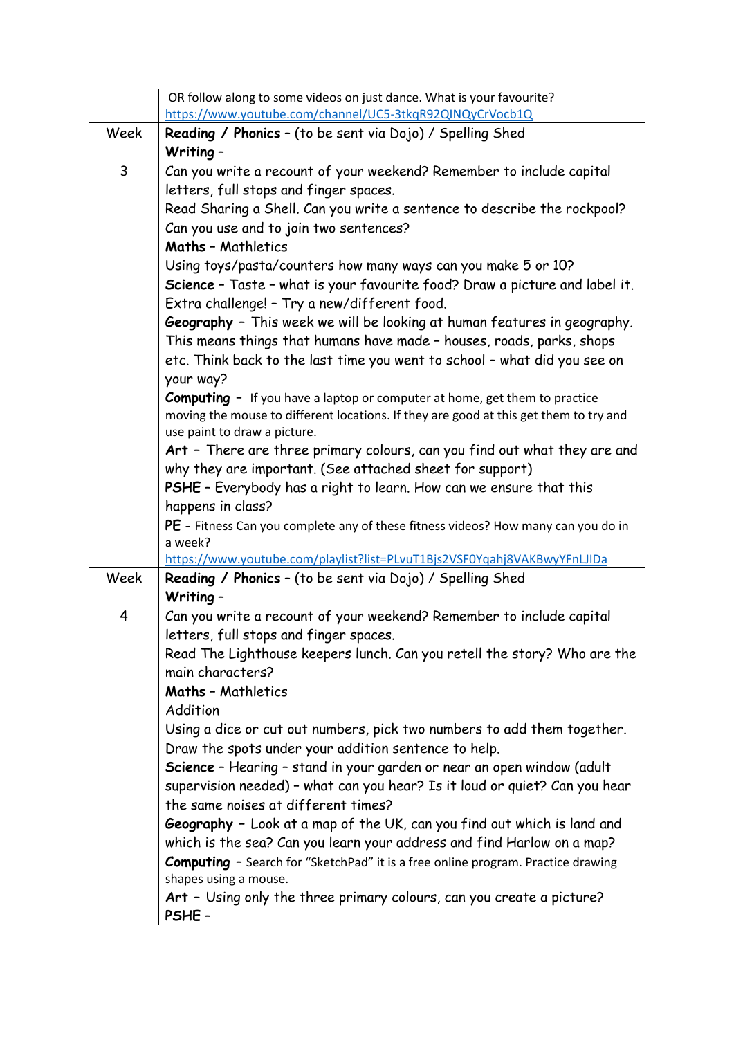| | |
|---|---|
| | OR follow along to some videos on just dance. What is your favourite? https://www.youtube.com/channel/UC5-3tkqR92QINQyCrVocb1Q |
| Week 3 | **Reading / Phonics** – (to be sent via Dojo) / Spelling Shed<br>**Writing** –<br>Can you write a recount of your weekend? Remember to include capital letters, full stops and finger spaces.<br>Read Sharing a Shell. Can you write a sentence to describe the rockpool? Can you use and to join two sentences?<br>**Maths** – Mathletics<br>Using toys/pasta/counters how many ways can you make 5 or 10?<br>**Science** – Taste – what is your favourite food? Draw a picture and label it. Extra challenge! – Try a new/different food.<br>**Geography** – This week we will be looking at human features in geography. This means things that humans have made – houses, roads, parks, shops etc. Think back to the last time you went to school – what did you see on your way?<br>**Computing** – If you have a laptop or computer at home, get them to practice moving the mouse to different locations. If they are good at this get them to try and use paint to draw a picture.<br>**Art** – There are three primary colours, can you find out what they are and why they are important. (See attached sheet for support)<br>**PSHE** – Everybody has a right to learn. How can we ensure that this happens in class?<br>**PE** - Fitness Can you complete any of these fitness videos? How many can you do in a week?<br>https://www.youtube.com/playlist?list=PLvuT1Bjs2VSF0Yqahj8VAKBwyYFnLJIDa |
| Week 4 | **Reading / Phonics** – (to be sent via Dojo) / Spelling Shed<br>**Writing** –<br>Can you write a recount of your weekend? Remember to include capital letters, full stops and finger spaces.<br>Read The Lighthouse keepers lunch. Can you retell the story? Who are the main characters?<br>**Maths** – Mathletics<br>Addition<br>Using a dice or cut out numbers, pick two numbers to add them together. Draw the spots under your addition sentence to help.<br>**Science** – Hearing – stand in your garden or near an open window (adult supervision needed) – what can you hear? Is it loud or quiet? Can you hear the same noises at different times?<br>**Geography** – Look at a map of the UK, can you find out which is land and which is the sea? Can you learn your address and find Harlow on a map?<br>**Computing** – Search for "SketchPad" it is a free online program. Practice drawing shapes using a mouse.<br>**Art** – Using only the three primary colours, can you create a picture?<br>**PSHE** – |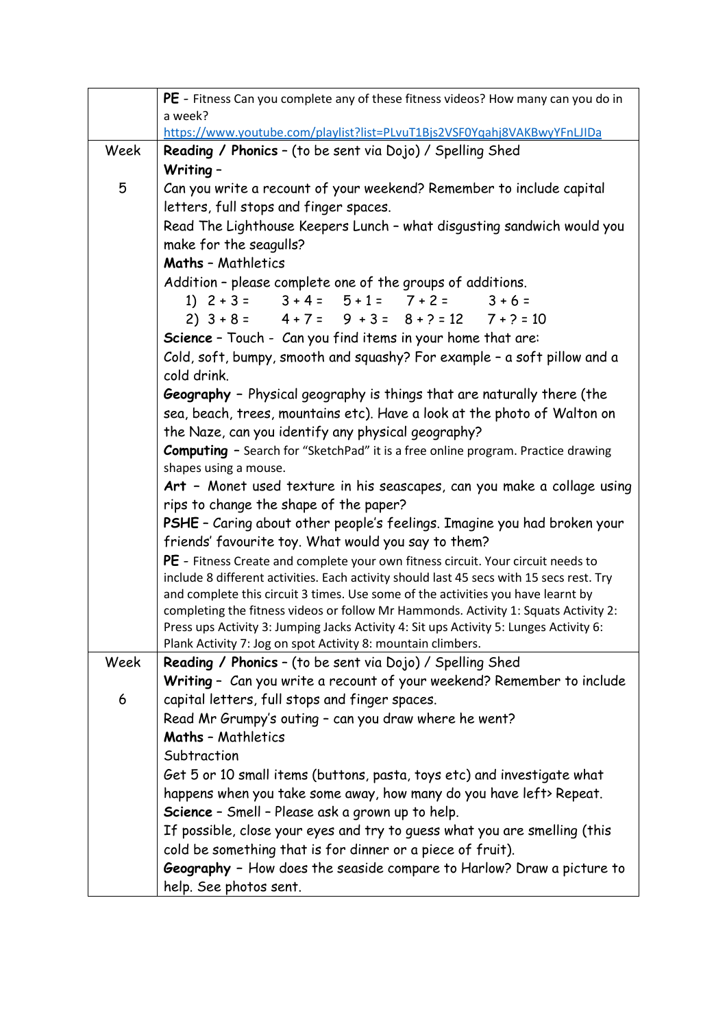| | |
|---|---|
| | **PE** - Fitness Can you complete any of these fitness videos? How many can you do in a week? https://www.youtube.com/playlist?list=PLvuT1Bjs2VSF0Yqahj8VAKBwyYFnLJIDa |
| Week<br><br>5 | **Reading / Phonics** – (to be sent via Dojo) / Spelling Shed<br>**Writing** –<br>Can you write a recount of your weekend? Remember to include capital letters, full stops and finger spaces.<br>Read The Lighthouse Keepers Lunch – what disgusting sandwich would you make for the seagulls?<br>**Maths** – Mathletics<br>Addition – please complete one of the groups of additions.<br>1) 2 + 3 = 3 + 4 = 5 + 1 = 7 + 2 = 3 + 6 =<br>2) 3 + 8 = 4 + 7 = 9 + 3 = 8 + ? = 12 7 + ? = 10<br>**Science** – Touch - Can you find items in your home that are:<br>Cold, soft, bumpy, smooth and squashy? For example – a soft pillow and a cold drink.<br>**Geography** – Physical geography is things that are naturally there (the sea, beach, trees, mountains etc). Have a look at the photo of Walton on the Naze, can you identify any physical geography?<br>**Computing** – Search for "SketchPad" it is a free online program. Practice drawing shapes using a mouse.<br>**Art** – Monet used texture in his seascapes, can you make a collage using rips to change the shape of the paper?<br>**PSHE** – Caring about other people's feelings. Imagine you had broken your friends' favourite toy. What would you say to them?<br>**PE** - Fitness Create and complete your own fitness circuit. Your circuit needs to include 8 different activities. Each activity should last 45 secs with 15 secs rest. Try and complete this circuit 3 times. Use some of the activities you have learnt by completing the fitness videos or follow Mr Hammonds. Activity 1: Squats Activity 2: Press ups Activity 3: Jumping Jacks Activity 4: Sit ups Activity 5: Lunges Activity 6: Plank Activity 7: Jog on spot Activity 8: mountain climbers. |
| Week<br><br>6 | **Reading / Phonics** – (to be sent via Dojo) / Spelling Shed<br>**Writing** – Can you write a recount of your weekend? Remember to include capital letters, full stops and finger spaces.<br>Read Mr Grumpy's outing – can you draw where he went?<br>**Maths** – Mathletics<br>Subtraction<br>Get 5 or 10 small items (buttons, pasta, toys etc) and investigate what happens when you take some away, how many do you have left> Repeat.<br>**Science** – Smell – Please ask a grown up to help.<br>If possible, close your eyes and try to guess what you are smelling (this cold be something that is for dinner or a piece of fruit).<br>**Geography** – How does the seaside compare to Harlow? Draw a picture to help. See photos sent. |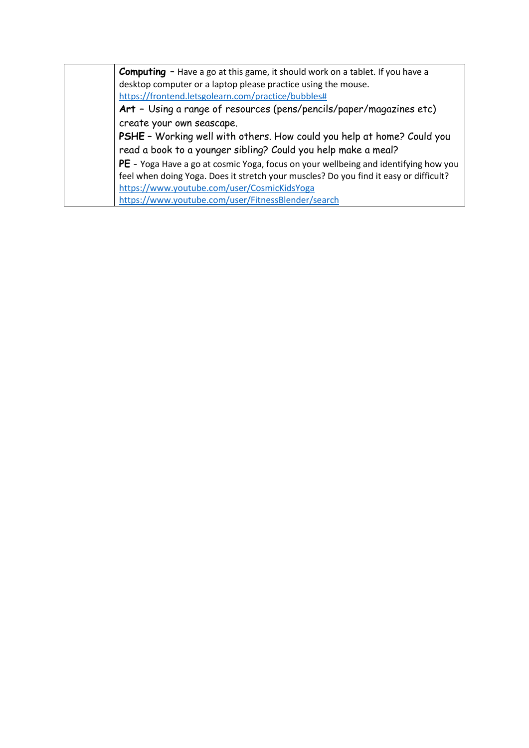| | |
|---|---|
| | **Computing** – Have a go at this game, it should work on a tablet. If you have a desktop computer or a laptop please practice using the mouse.<br>https://frontend.letsgolearn.com/practice/bubbles#<br>**Art** – Using a range of resources (pens/pencils/paper/magazines etc) create your own seascape.<br>**PSHE** – Working well with others. How could you help at home? Could you read a book to a younger sibling? Could you help make a meal?<br>**PE** - Yoga Have a go at cosmic Yoga, focus on your wellbeing and identifying how you feel when doing Yoga. Does it stretch your muscles? Do you find it easy or difficult?<br>https://www.youtube.com/user/CosmicKidsYoga<br>https://www.youtube.com/user/FitnessBlender/search |